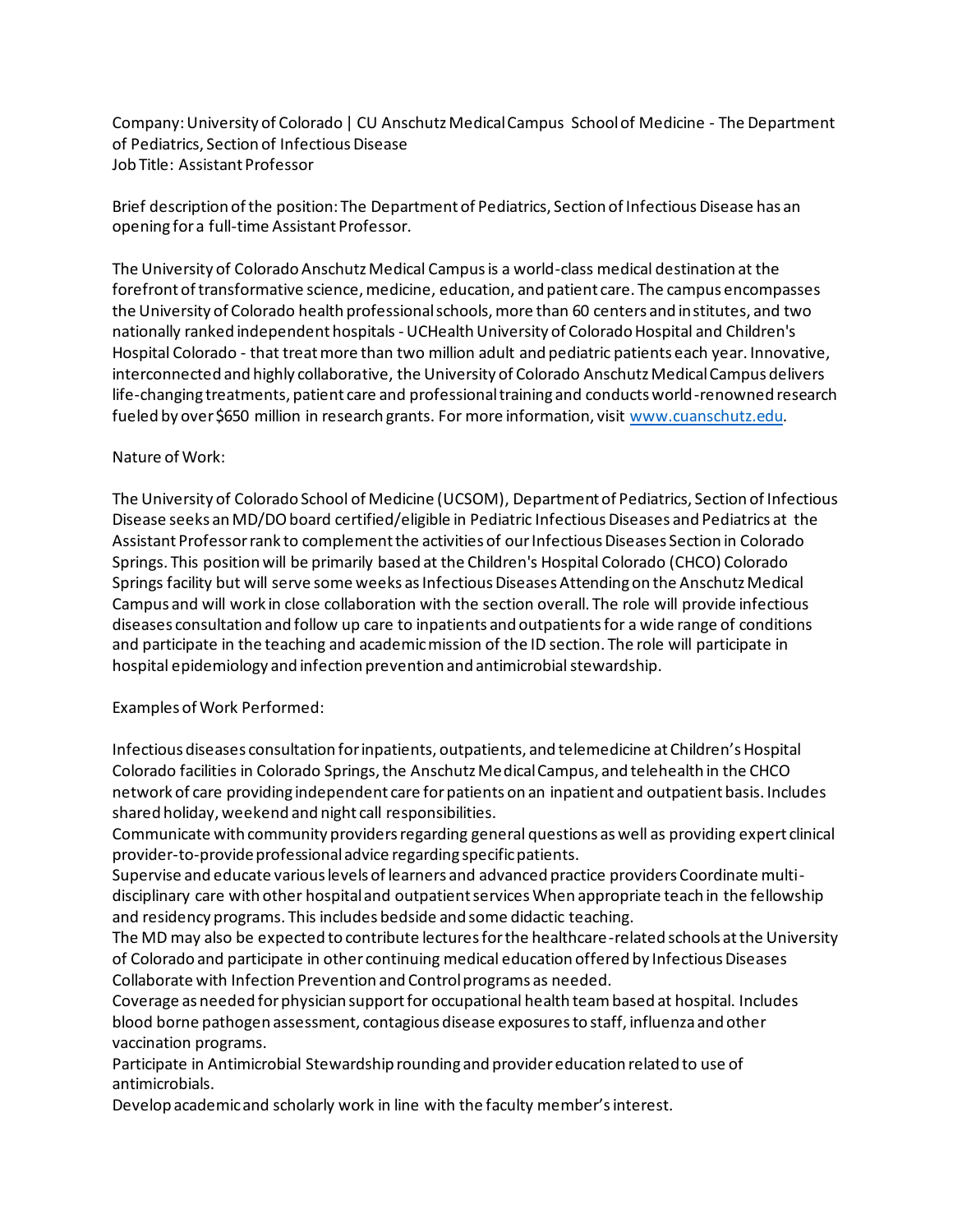Company: University of Colorado | CU Anschutz Medical Campus School of Medicine - The Department of Pediatrics, Section of Infectious Disease
Job Title: Assistant Professor

Brief description of the position: The Department of Pediatrics, Section of Infectious Disease has an opening for a full-time Assistant Professor.

The University of Colorado Anschutz Medical Campus is a world-class medical destination at the forefront of transformative science, medicine, education, and patient care. The campus encompasses the University of Colorado health professional schools, more than 60 centers and institutes, and two nationally ranked independent hospitals - UCHealth University of Colorado Hospital and Children's Hospital Colorado - that treat more than two million adult and pediatric patients each year. Innovative, interconnected and highly collaborative, the University of Colorado Anschutz Medical Campus delivers life-changing treatments, patient care and professional training and conducts world-renowned research fueled by over $650 million in research grants. For more information, visit [www.cuanschutz.edu](www.cuanschutz.edu).

Nature of Work:

The University of Colorado School of Medicine (UCSOM), Department of Pediatrics, Section of Infectious Disease seeks an MD/DO board certified/eligible in Pediatric Infectious Diseases and Pediatrics at the Assistant Professor rank to complement the activities of our Infectious Diseases Section in Colorado Springs. This position will be primarily based at the Children's Hospital Colorado (CHCO) Colorado Springs facility but will serve some weeks as Infectious Diseases Attending on the Anschutz Medical Campus and will work in close collaboration with the section overall. The role will provide infectious diseases consultation and follow up care to inpatients and outpatients for a wide range of conditions and participate in the teaching and academic mission of the ID section. The role will participate in hospital epidemiology and infection prevention and antimicrobial stewardship.

Examples of Work Performed:

Infectious diseases consultation for inpatients, outpatients, and telemedicine at Children's Hospital Colorado facilities in Colorado Springs, the Anschutz Medical Campus, and telehealth in the CHCO network of care providing independent care for patients on an inpatient and outpatient basis. Includes shared holiday, weekend and night call responsibilities.
Communicate with community providers regarding general questions as well as providing expert clinical provider-to-provide professional advice regarding specific patients.
Supervise and educate various levels of learners and advanced practice providers Coordinate multi-disciplinary care with other hospital and outpatient services When appropriate teach in the fellowship and residency programs. This includes bedside and some didactic teaching.
The MD may also be expected to contribute lectures for the healthcare-related schools at the University of Colorado and participate in other continuing medical education offered by Infectious Diseases Collaborate with Infection Prevention and Control programs as needed.
Coverage as needed for physician support for occupational health team based at hospital. Includes blood borne pathogen assessment, contagious disease exposures to staff, influenza and other vaccination programs.
Participate in Antimicrobial Stewardship rounding and provider education related to use of antimicrobials.
Develop academic and scholarly work in line with the faculty member's interest.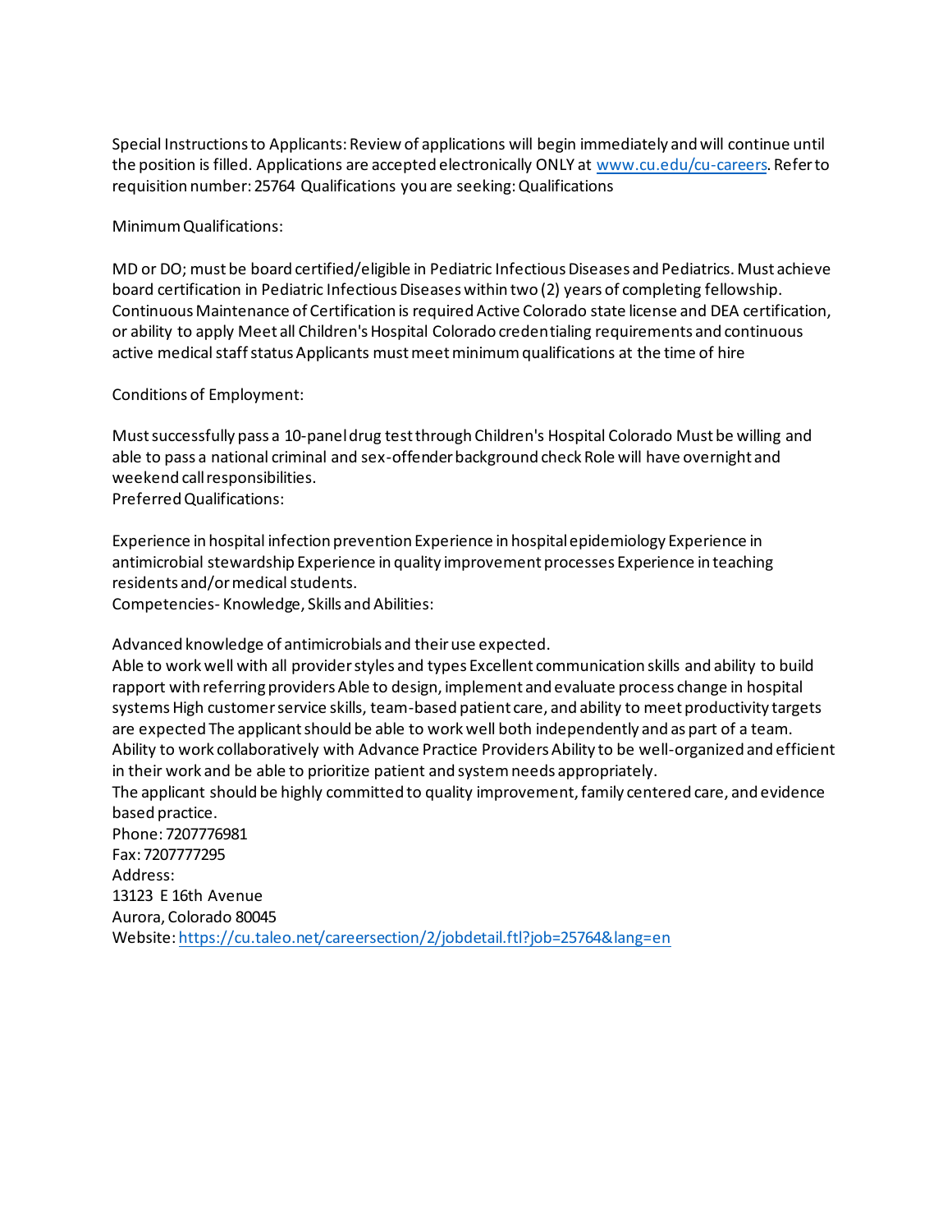Special Instructions to Applicants: Review of applications will begin immediately and will continue until the position is filled. Applications are accepted electronically ONLY at [www.cu.edu/cu-careers](www.cu.edu/cu-careers). Refer to requisition number: 25764 Qualifications you are seeking: Qualifications

Minimum Qualifications:

MD or DO; must be board certified/eligible in Pediatric Infectious Diseases and Pediatrics. Must achieve board certification in Pediatric Infectious Diseases within two (2) years of completing fellowship. Continuous Maintenance of Certification is required Active Colorado state license and DEA certification, or ability to apply Meet all Children's Hospital Colorado credentialing requirements and continuous active medical staff status Applicants must meet minimum qualifications at the time of hire

Conditions of Employment:

Must successfully pass a 10-panel drug test through Children's Hospital Colorado Must be willing and able to pass a national criminal and sex-offender background check Role will have overnight and weekend call responsibilities.
Preferred Qualifications:

Experience in hospital infection prevention Experience in hospital epidemiology Experience in antimicrobial stewardship Experience in quality improvement processes Experience in teaching residents and/or medical students.
Competencies- Knowledge, Skills and Abilities:

Advanced knowledge of antimicrobials and their use expected.
Able to work well with all provider styles and types Excellent communication skills and ability to build rapport with referring providers Able to design, implement and evaluate process change in hospital systems High customer service skills, team-based patient care, and ability to meet productivity targets are expected The applicant should be able to work well both independently and as part of a team. Ability to work collaboratively with Advance Practice Providers Ability to be well-organized and efficient in their work and be able to prioritize patient and system needs appropriately.
The applicant should be highly committed to quality improvement, family centered care, and evidence based practice.
Phone: 7207776981
Fax: 7207777295
Address:
13123 E 16th Avenue
Aurora, Colorado 80045
Website: [https://cu.taleo.net/careersection/2/jobdetail.ftl?job=25764&lang=en](https://cu.taleo.net/careersection/2/jobdetail.ftl?job=25764&lang=en)